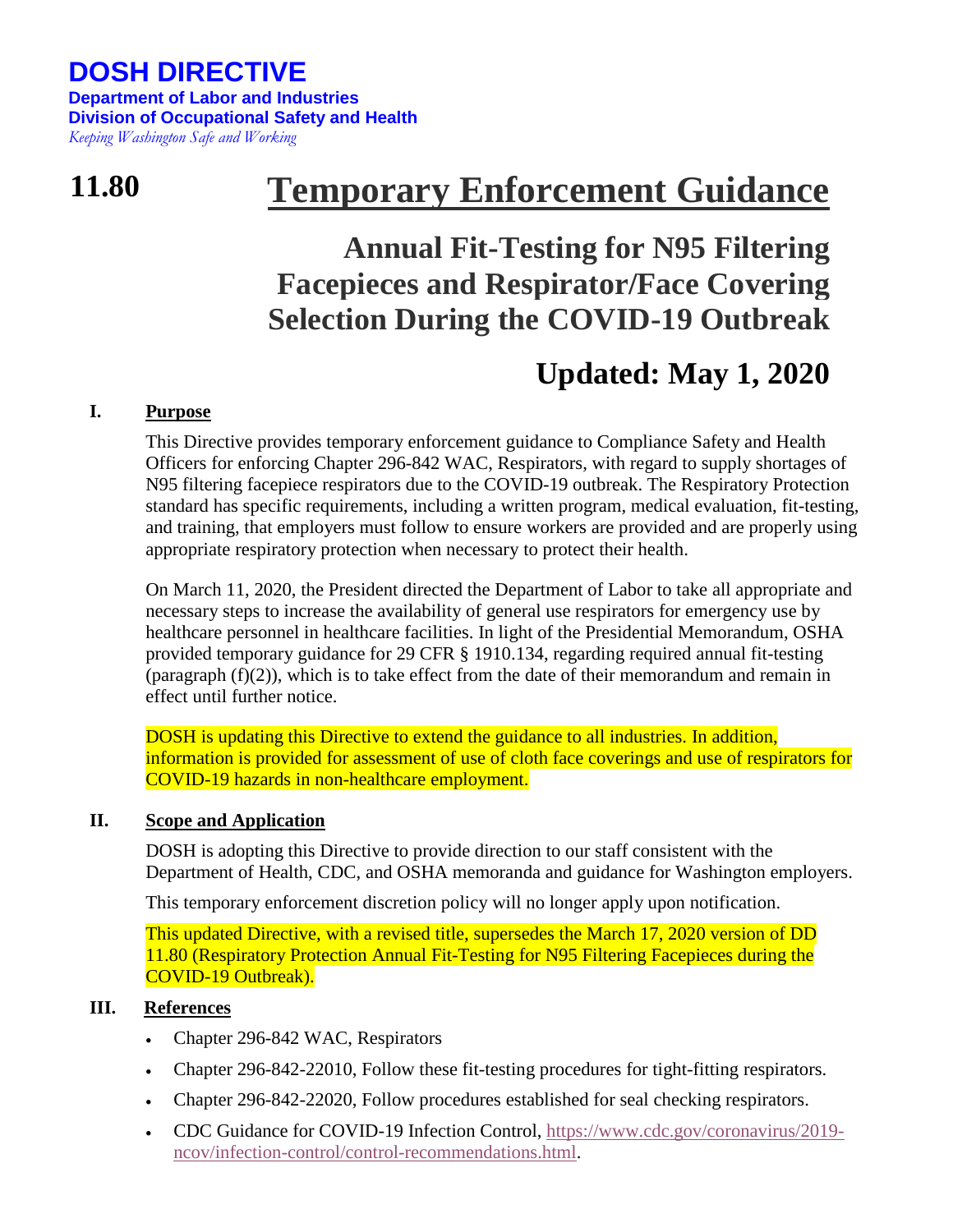# DOSH DIRECTIVE

**Department of Labor and Industries**
**Division of Occupational Safety and Health**
*Keeping Washington Safe and Working*

# 11.80 Temporary Enforcement Guidance

## Annual Fit-Testing for N95 Filtering Facepieces and Respirator/Face Covering Selection During the COVID-19 Outbreak

## Updated: May 1, 2020

### I. Purpose

This Directive provides temporary enforcement guidance to Compliance Safety and Health Officers for enforcing Chapter 296-842 WAC, Respirators, with regard to supply shortages of N95 filtering facepiece respirators due to the COVID-19 outbreak. The Respiratory Protection standard has specific requirements, including a written program, medical evaluation, fit-testing, and training, that employers must follow to ensure workers are provided and are properly using appropriate respiratory protection when necessary to protect their health.

On March 11, 2020, the President directed the Department of Labor to take all appropriate and necessary steps to increase the availability of general use respirators for emergency use by healthcare personnel in healthcare facilities. In light of the Presidential Memorandum, OSHA provided temporary guidance for 29 CFR § 1910.134, regarding required annual fit-testing (paragraph (f)(2)), which is to take effect from the date of their memorandum and remain in effect until further notice.

DOSH is updating this Directive to extend the guidance to all industries. In addition, information is provided for assessment of use of cloth face coverings and use of respirators for COVID-19 hazards in non-healthcare employment.

### II. Scope and Application

DOSH is adopting this Directive to provide direction to our staff consistent with the Department of Health, CDC, and OSHA memoranda and guidance for Washington employers.

This temporary enforcement discretion policy will no longer apply upon notification.

This updated Directive, with a revised title, supersedes the March 17, 2020 version of DD 11.80 (Respiratory Protection Annual Fit-Testing for N95 Filtering Facepieces during the COVID-19 Outbreak).

### III. References

- Chapter 296-842 WAC, Respirators
- Chapter 296-842-22010, Follow these fit-testing procedures for tight-fitting respirators.
- Chapter 296-842-22020, Follow procedures established for seal checking respirators.
- CDC Guidance for COVID-19 Infection Control, https://www.cdc.gov/coronavirus/2019-ncov/infection-control/control-recommendations.html.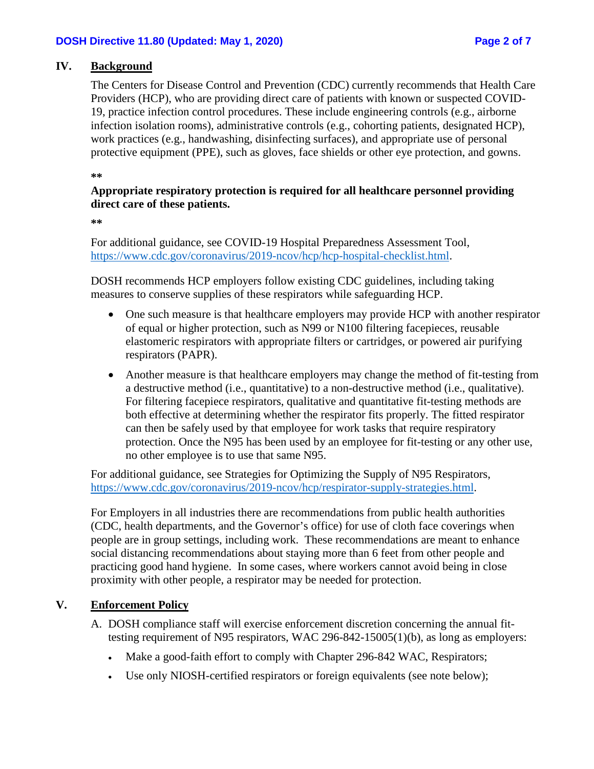## IV. Background

The Centers for Disease Control and Prevention (CDC) currently recommends that Health Care Providers (HCP), who are providing direct care of patients with known or suspected COVID-19, practice infection control procedures. These include engineering controls (e.g., airborne infection isolation rooms), administrative controls (e.g., cohorting patients, designated HCP), work practices (e.g., handwashing, disinfecting surfaces), and appropriate use of personal protective equipment (PPE), such as gloves, face shields or other eye protection, and gowns.

**

**Appropriate respiratory protection is required for all healthcare personnel providing direct care of these patients.**

**

For additional guidance, see COVID-19 Hospital Preparedness Assessment Tool, https://www.cdc.gov/coronavirus/2019-ncov/hcp/hcp-hospital-checklist.html.

DOSH recommends HCP employers follow existing CDC guidelines, including taking measures to conserve supplies of these respirators while safeguarding HCP.

- One such measure is that healthcare employers may provide HCP with another respirator of equal or higher protection, such as N99 or N100 filtering facepieces, reusable elastomeric respirators with appropriate filters or cartridges, or powered air purifying respirators (PAPR).
- Another measure is that healthcare employers may change the method of fit-testing from a destructive method (i.e., quantitative) to a non-destructive method (i.e., qualitative). For filtering facepiece respirators, qualitative and quantitative fit-testing methods are both effective at determining whether the respirator fits properly. The fitted respirator can then be safely used by that employee for work tasks that require respiratory protection. Once the N95 has been used by an employee for fit-testing or any other use, no other employee is to use that same N95.

For additional guidance, see Strategies for Optimizing the Supply of N95 Respirators, https://www.cdc.gov/coronavirus/2019-ncov/hcp/respirator-supply-strategies.html.

For Employers in all industries there are recommendations from public health authorities (CDC, health departments, and the Governor's office) for use of cloth face coverings when people are in group settings, including work. These recommendations are meant to enhance social distancing recommendations about staying more than 6 feet from other people and practicing good hand hygiene. In some cases, where workers cannot avoid being in close proximity with other people, a respirator may be needed for protection.

## V. Enforcement Policy

A. DOSH compliance staff will exercise enforcement discretion concerning the annual fit-testing requirement of N95 respirators, WAC 296-842-15005(1)(b), as long as employers:

- Make a good-faith effort to comply with Chapter 296-842 WAC, Respirators;
- Use only NIOSH-certified respirators or foreign equivalents (see note below);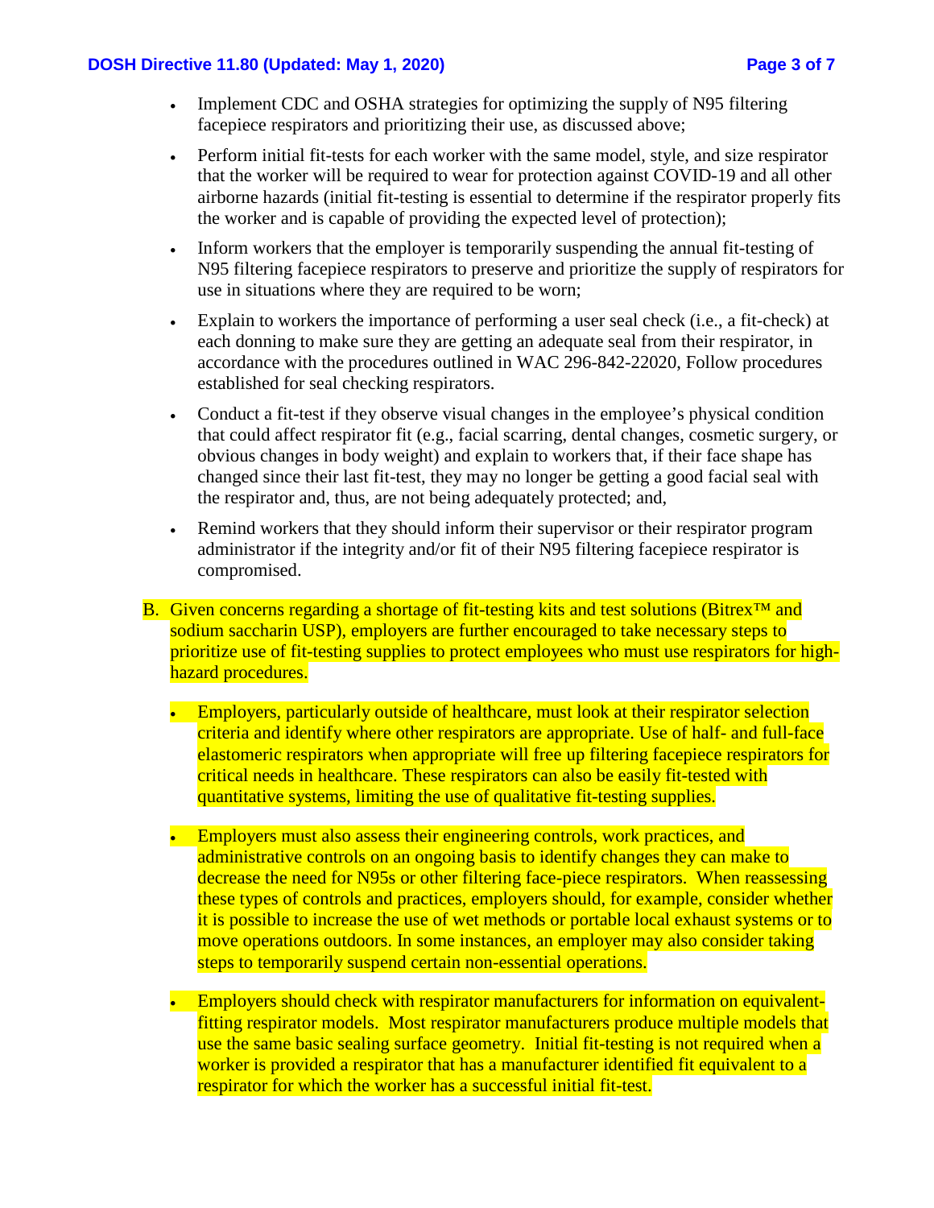- Implement CDC and OSHA strategies for optimizing the supply of N95 filtering facepiece respirators and prioritizing their use, as discussed above;
- Perform initial fit-tests for each worker with the same model, style, and size respirator that the worker will be required to wear for protection against COVID-19 and all other airborne hazards (initial fit-testing is essential to determine if the respirator properly fits the worker and is capable of providing the expected level of protection);
- Inform workers that the employer is temporarily suspending the annual fit-testing of N95 filtering facepiece respirators to preserve and prioritize the supply of respirators for use in situations where they are required to be worn;
- Explain to workers the importance of performing a user seal check (i.e., a fit-check) at each donning to make sure they are getting an adequate seal from their respirator, in accordance with the procedures outlined in WAC 296-842-22020, Follow procedures established for seal checking respirators.
- Conduct a fit-test if they observe visual changes in the employee's physical condition that could affect respirator fit (e.g., facial scarring, dental changes, cosmetic surgery, or obvious changes in body weight) and explain to workers that, if their face shape has changed since their last fit-test, they may no longer be getting a good facial seal with the respirator and, thus, are not being adequately protected; and,
- Remind workers that they should inform their supervisor or their respirator program administrator if the integrity and/or fit of their N95 filtering facepiece respirator is compromised.

B. Given concerns regarding a shortage of fit-testing kits and test solutions (Bitrex™ and sodium saccharin USP), employers are further encouraged to take necessary steps to prioritize use of fit-testing supplies to protect employees who must use respirators for high-hazard procedures.

- Employers, particularly outside of healthcare, must look at their respirator selection criteria and identify where other respirators are appropriate. Use of half- and full-face elastomeric respirators when appropriate will free up filtering facepiece respirators for critical needs in healthcare. These respirators can also be easily fit-tested with quantitative systems, limiting the use of qualitative fit-testing supplies.
- Employers must also assess their engineering controls, work practices, and administrative controls on an ongoing basis to identify changes they can make to decrease the need for N95s or other filtering face-piece respirators. When reassessing these types of controls and practices, employers should, for example, consider whether it is possible to increase the use of wet methods or portable local exhaust systems or to move operations outdoors. In some instances, an employer may also consider taking steps to temporarily suspend certain non-essential operations.
- Employers should check with respirator manufacturers for information on equivalent-fitting respirator models. Most respirator manufacturers produce multiple models that use the same basic sealing surface geometry. Initial fit-testing is not required when a worker is provided a respirator that has a manufacturer identified fit equivalent to a respirator for which the worker has a successful initial fit-test.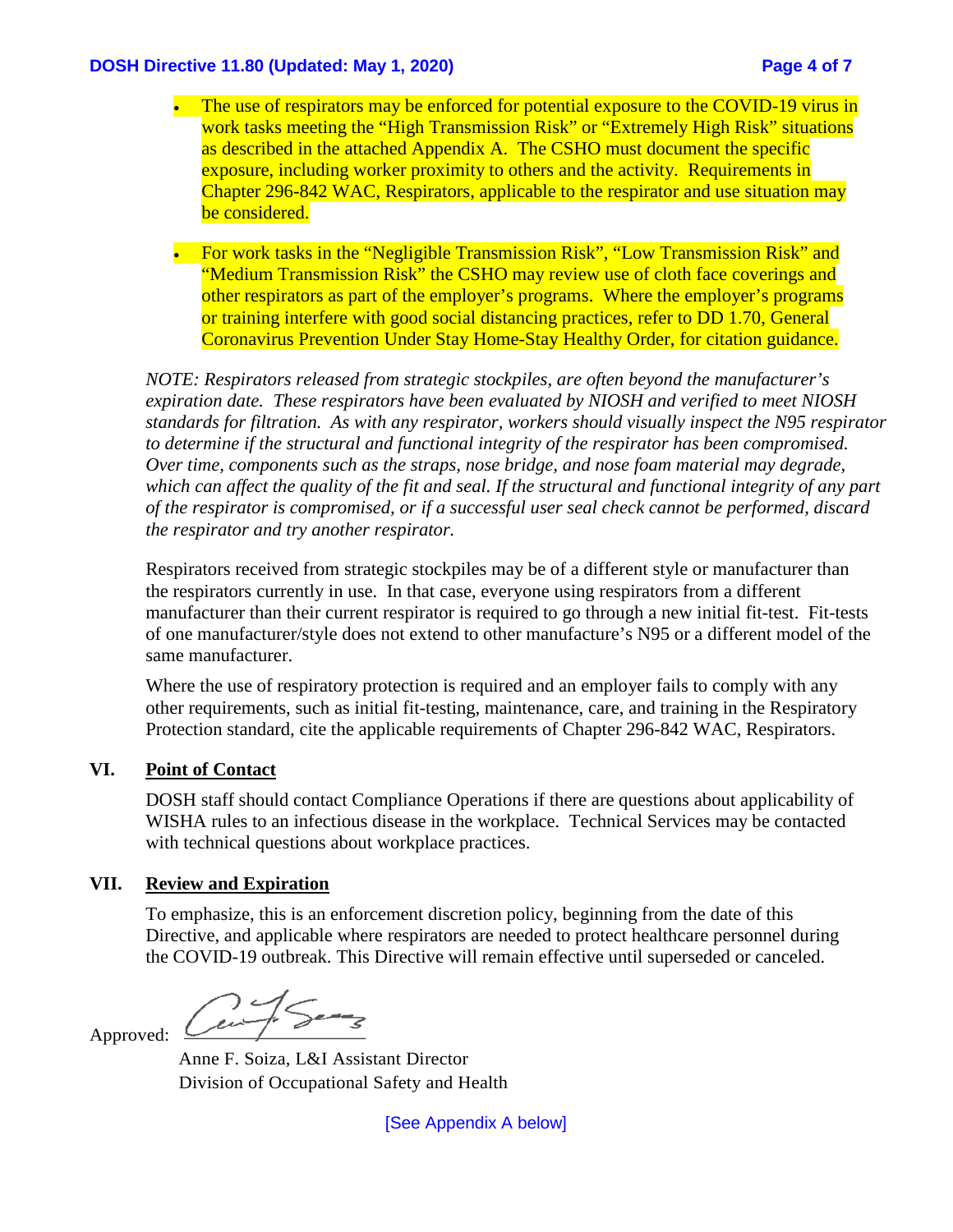- The use of respirators may be enforced for potential exposure to the COVID-19 virus in work tasks meeting the "High Transmission Risk" or "Extremely High Risk" situations as described in the attached Appendix A. The CSHO must document the specific exposure, including worker proximity to others and the activity. Requirements in Chapter 296-842 WAC, Respirators, applicable to the respirator and use situation may be considered.

- For work tasks in the "Negligible Transmission Risk", "Low Transmission Risk" and "Medium Transmission Risk" the CSHO may review use of cloth face coverings and other respirators as part of the employer's programs. Where the employer's programs or training interfere with good social distancing practices, refer to DD 1.70, General Coronavirus Prevention Under Stay Home-Stay Healthy Order, for citation guidance.

*NOTE: Respirators released from strategic stockpiles, are often beyond the manufacturer's expiration date. These respirators have been evaluated by NIOSH and verified to meet NIOSH standards for filtration. As with any respirator, workers should visually inspect the N95 respirator to determine if the structural and functional integrity of the respirator has been compromised. Over time, components such as the straps, nose bridge, and nose foam material may degrade, which can affect the quality of the fit and seal. If the structural and functional integrity of any part of the respirator is compromised, or if a successful user seal check cannot be performed, discard the respirator and try another respirator.*

Respirators received from strategic stockpiles may be of a different style or manufacturer than the respirators currently in use. In that case, everyone using respirators from a different manufacturer than their current respirator is required to go through a new initial fit-test. Fit-tests of one manufacturer/style does not extend to other manufacture's N95 or a different model of the same manufacturer.

Where the use of respiratory protection is required and an employer fails to comply with any other requirements, such as initial fit-testing, maintenance, care, and training in the Respiratory Protection standard, cite the applicable requirements of Chapter 296-842 WAC, Respirators.

## VI. Point of Contact

DOSH staff should contact Compliance Operations if there are questions about applicability of WISHA rules to an infectious disease in the workplace. Technical Services may be contacted with technical questions about workplace practices.

## VII. Review and Expiration

To emphasize, this is an enforcement discretion policy, beginning from the date of this Directive, and applicable where respirators are needed to protect healthcare personnel during the COVID-19 outbreak. This Directive will remain effective until superseded or canceled.

Approved: ____________________

Anne F. Soiza, L&I Assistant Director
Division of Occupational Safety and Health

[See Appendix A below]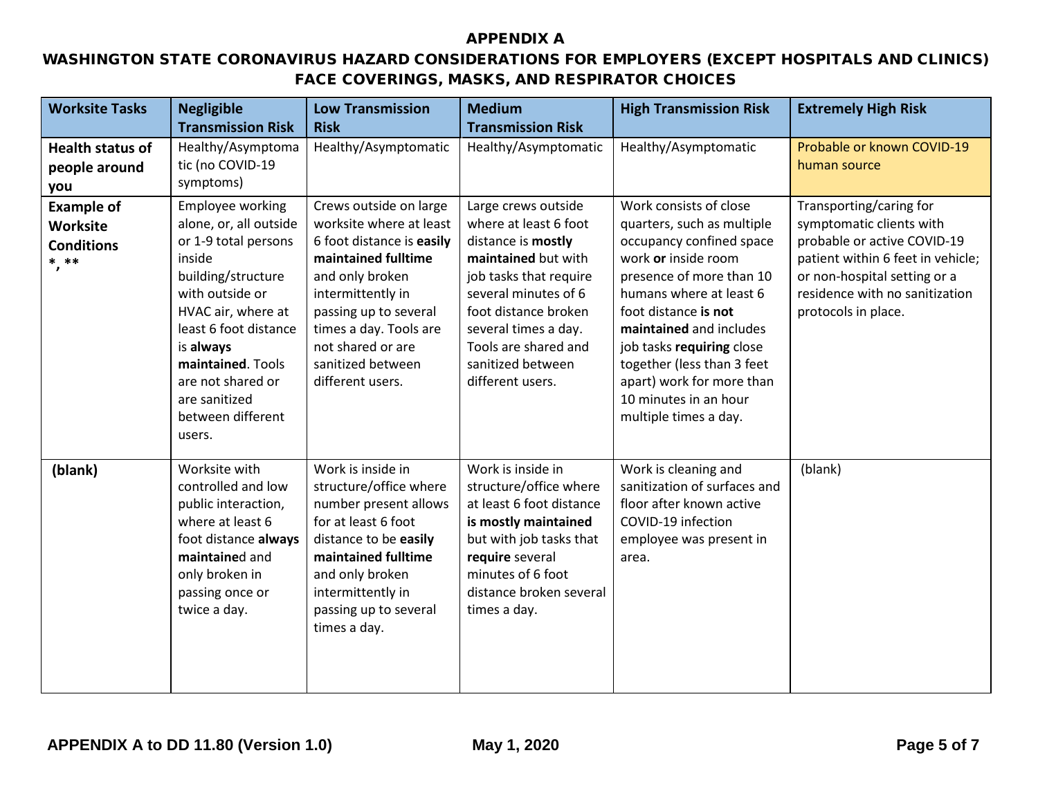# APPENDIX A

## WASHINGTON STATE CORONAVIRUS HAZARD CONSIDERATIONS FOR EMPLOYERS (EXCEPT HOSPITALS AND CLINICS) FACE COVERINGS, MASKS, AND RESPIRATOR CHOICES

| Worksite Tasks | Negligible Transmission Risk | Low Transmission Risk | Medium Transmission Risk | High Transmission Risk | Extremely High Risk |
|---|---|---|---|---|---|
| **Health status of people around you** | Healthy/Asymptomatic (no COVID-19 symptoms) | Healthy/Asymptomatic | Healthy/Asymptomatic | Healthy/Asymptomatic | Probable or known COVID-19 human source |
| **Example of Worksite Conditions *, **** | Employee working alone, or, all outside or 1-9 total persons inside building/structure with outside or HVAC air, where at least 6 foot distance is **always maintained**. Tools are not shared or are sanitized between different users. | Crews outside on large worksite where at least 6 foot distance is **easily maintained fulltime** and only broken intermittently in passing up to several times a day. Tools are not shared or are sanitized between different users. | Large crews outside where at least 6 foot distance is **mostly maintained** but with job tasks that require several minutes of 6 foot distance broken several times a day. Tools are shared and sanitized between different users. | Work consists of close quarters, such as multiple occupancy confined space work **or** inside room presence of more than 10 humans where at least 6 foot distance **is not maintained** and includes job tasks **requiring** close together (less than 3 feet apart) work for more than 10 minutes in an hour multiple times a day. | Transporting/caring for symptomatic clients with probable or active COVID-19 patient within 6 feet in vehicle; or non-hospital setting or a residence with no sanitization protocols in place. |
| **(blank)** | Worksite with controlled and low public interaction, where at least 6 foot distance **always maintained** and only broken in passing once or twice a day. | Work is inside in structure/office where number present allows for at least 6 foot distance to be **easily maintained fulltime** and only broken intermittently in passing up to several times a day. | Work is inside in structure/office where at least 6 foot distance **is mostly maintained** but with job tasks that **require** several minutes of 6 foot distance broken several times a day. | Work is cleaning and sanitization of surfaces and floor after known active COVID-19 infection employee was present in area. | (blank) |

APPENDIX A to DD 11.80 (Version 1.0) May 1, 2020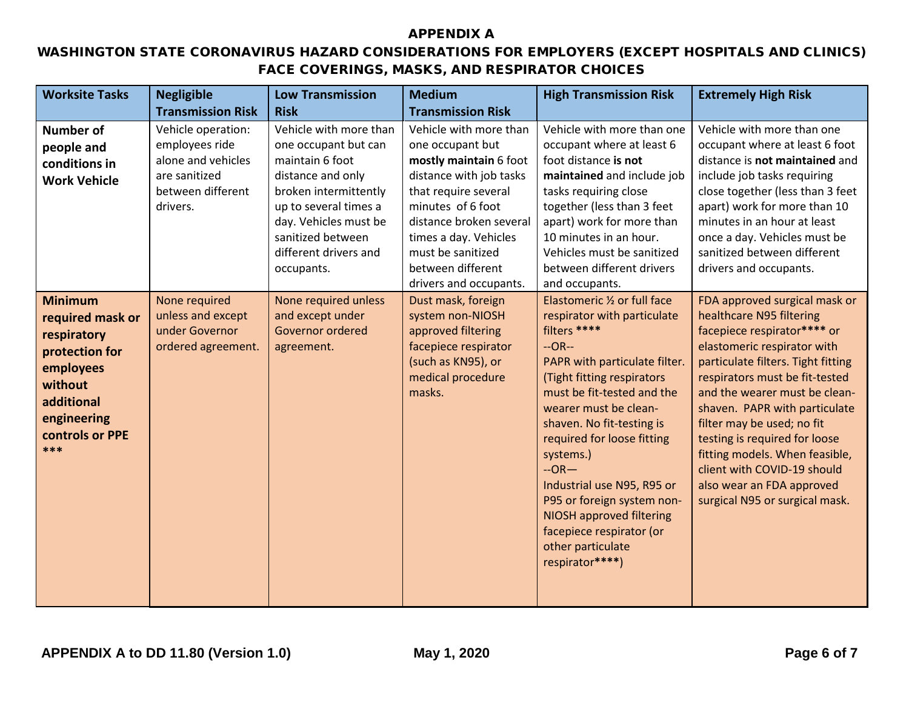# APPENDIX A

## WASHINGTON STATE CORONAVIRUS HAZARD CONSIDERATIONS FOR EMPLOYERS (EXCEPT HOSPITALS AND CLINICS) FACE COVERINGS, MASKS, AND RESPIRATOR CHOICES

| Worksite Tasks | Negligible Transmission Risk | Low Transmission Risk | Medium Transmission Risk | High Transmission Risk | Extremely High Risk |
|---|---|---|---|---|---|
| **Number of people and conditions in Work Vehicle** | Vehicle operation: employees ride alone and vehicles are sanitized between different drivers. | Vehicle with more than one occupant but can maintain 6 foot distance and only broken intermittently up to several times a day. Vehicles must be sanitized between different drivers and occupants. | Vehicle with more than one occupant but **mostly maintain** 6 foot distance with job tasks that require several minutes of 6 foot distance broken several times a day. Vehicles must be sanitized between different drivers and occupants. | Vehicle with more than one occupant where at least 6 foot distance **is not maintained** and include job tasks requiring close together (less than 3 feet apart) work for more than 10 minutes in an hour. Vehicles must be sanitized between different drivers and occupants. | Vehicle with more than one occupant where at least 6 foot distance is **not maintained** and include job tasks requiring close together (less than 3 feet apart) work for more than 10 minutes in an hour at least once a day. Vehicles must be sanitized between different drivers and occupants. |
| **Minimum required mask or respiratory protection for employees without additional engineering controls or PPE \*\*\*** | None required unless and except under Governor ordered agreement. | None required unless and except under Governor ordered agreement. | Dust mask, foreign system non-NIOSH approved filtering facepiece respirator (such as KN95), or medical procedure masks. | Elastomeric ½ or full face respirator with particulate filters **\*\*\*\*** <br> --OR-- <br> PAPR with particulate filter. (Tight fitting respirators must be fit-tested and the wearer must be clean-shaven. No fit-testing is required for loose fitting systems.) <br> --OR— <br> Industrial use N95, R95 or P95 or foreign system non-NIOSH approved filtering facepiece respirator (or other particulate respirator**\*\*\*\***) | FDA approved surgical mask or healthcare N95 filtering facepiece respirator**\*\*\*\*** or elastomeric respirator with particulate filters. Tight fitting respirators must be fit-tested and the wearer must be clean-shaven. PAPR with particulate filter may be used; no fit testing is required for loose fitting models. When feasible, client with COVID-19 should also wear an FDA approved surgical N95 or surgical mask. |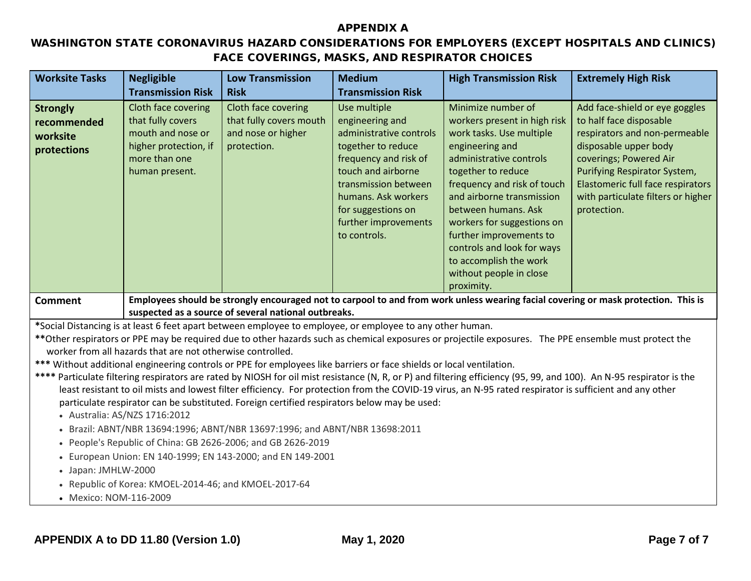# APPENDIX A

## WASHINGTON STATE CORONAVIRUS HAZARD CONSIDERATIONS FOR EMPLOYERS (EXCEPT HOSPITALS AND CLINICS) FACE COVERINGS, MASKS, AND RESPIRATOR CHOICES

| Worksite Tasks | Negligible Transmission Risk | Low Transmission Risk | Medium Transmission Risk | High Transmission Risk | Extremely High Risk |
|---|---|---|---|---|---|
| **Strongly recommended worksite protections** | Cloth face covering that fully covers mouth and nose or higher protection, if more than one human present. | Cloth face covering that fully covers mouth and nose or higher protection. | Use multiple engineering and administrative controls together to reduce frequency and risk of touch and airborne transmission between humans. Ask workers for suggestions on further improvements to controls. | Minimize number of workers present in high risk work tasks. Use multiple engineering and administrative controls together to reduce frequency and risk of touch and airborne transmission between humans. Ask workers for suggestions on further improvements to controls and look for ways to accomplish the work without people in close proximity. | Add face-shield or eye goggles to half face disposable respirators and non-permeable disposable upper body coverings; Powered Air Purifying Respirator System, Elastomeric full face respirators with particulate filters or higher protection. |
| **Comment** | **Employees should be strongly encouraged not to carpool to and from work unless wearing facial covering or mask protection. This is suspected as a source of several national outbreaks.** | | | | |

**\***Social Distancing is at least 6 feet apart between employee to employee, or employee to any other human.

**\*\***Other respirators or PPE may be required due to other hazards such as chemical exposures or projectile exposures. The PPE ensemble must protect the worker from all hazards that are not otherwise controlled.

**\*\*\*** Without additional engineering controls or PPE for employees like barriers or face shields or local ventilation.

**\*\*\*\*** Particulate filtering respirators are rated by NIOSH for oil mist resistance (N, R, or P) and filtering efficiency (95, 99, and 100). An N-95 respirator is the least resistant to oil mists and lowest filter efficiency. For protection from the COVID-19 virus, an N-95 rated respirator is sufficient and any other particulate respirator can be substituted. Foreign certified respirators below may be used:

- Australia: AS/NZS 1716:2012
- Brazil: ABNT/NBR 13694:1996; ABNT/NBR 13697:1996; and ABNT/NBR 13698:2011
- People's Republic of China: GB 2626-2006; and GB 2626-2019
- European Union: EN 140-1999; EN 143-2000; and EN 149-2001
- Japan: JMHLW-2000
- Republic of Korea: KMOEL-2014-46; and KMOEL-2017-64
- Mexico: NOM-116-2009